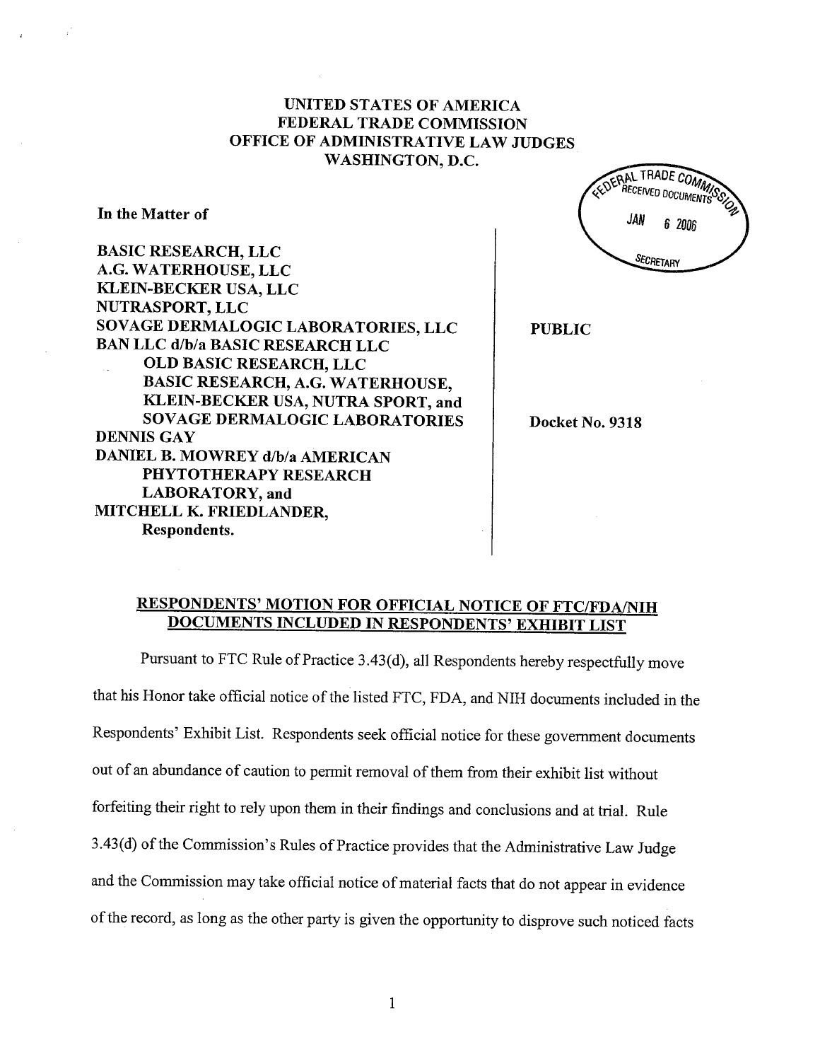**UNITED STATES OF AMERICA**
**FEDERAL TRADE COMMISSION**
**OFFICE OF ADMINISTRATIVE LAW JUDGES**
**WASHINGTON, D.C.**

FEDERAL TRADE COMMISSION
RECEIVED DOCUMENTS
JAN 6 2006
SECRETARY

**In the Matter of**

**BASIC RESEARCH, LLC**
**A.G. WATERHOUSE, LLC**
**KLEIN-BECKER USA, LLC**
**NUTRASPORT, LLC**
**SOVAGE DERMALOGIC LABORATORIES, LLC**
**BAN LLC d/b/a BASIC RESEARCH LLC**
**OLD BASIC RESEARCH, LLC**
**BASIC RESEARCH, A.G. WATERHOUSE, KLEIN-BECKER USA, NUTRA SPORT, and SOVAGE DERMALOGIC LABORATORIES**
**DENNIS GAY**
**DANIEL B. MOWREY d/b/a AMERICAN PHYTOTHERAPY RESEARCH LABORATORY, and**
**MITCHELL K. FRIEDLANDER,**
**Respondents.**

**PUBLIC**

**Docket No. 9318**

**<u>RESPONDENTS' MOTION FOR OFFICIAL NOTICE OF FTC/FDA/NIH DOCUMENTS INCLUDED IN RESPONDENTS' EXHIBIT LIST</u>**

Pursuant to FTC Rule of Practice 3.43(d), all Respondents hereby respectfully move that his Honor take official notice of the listed FTC, FDA, and NIH documents included in the Respondents' Exhibit List. Respondents seek official notice for these government documents out of an abundance of caution to permit removal of them from their exhibit list without forfeiting their right to rely upon them in their findings and conclusions and at trial. Rule 3.43(d) of the Commission's Rules of Practice provides that the Administrative Law Judge and the Commission may take official notice of material facts that do not appear in evidence of the record, as long as the other party is given the opportunity to disprove such noticed facts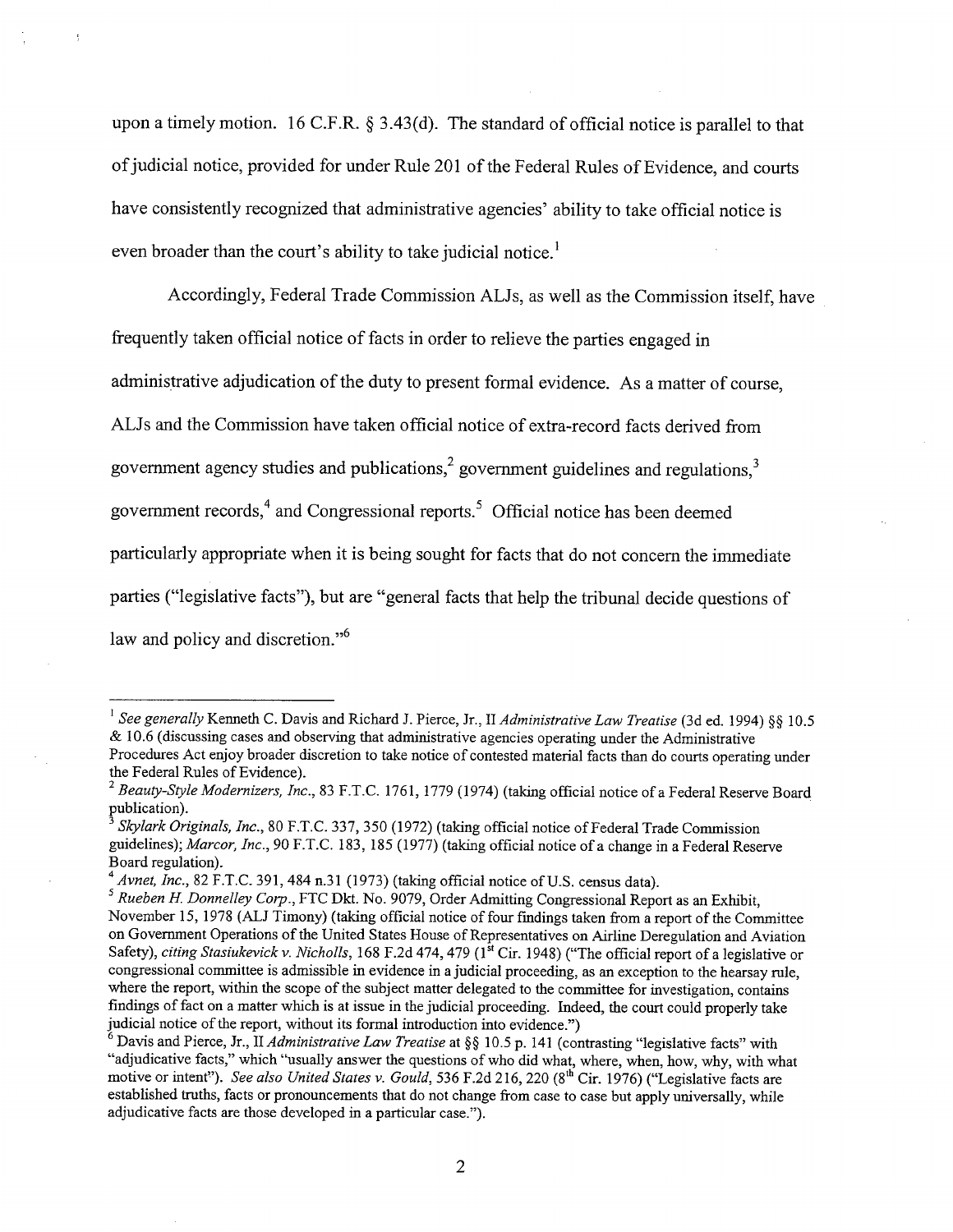upon a timely motion. 16 C.F.R. § 3.43(d). The standard of official notice is parallel to that of judicial notice, provided for under Rule 201 of the Federal Rules of Evidence, and courts have consistently recognized that administrative agencies' ability to take official notice is even broader than the court's ability to take judicial notice.[1]

Accordingly, Federal Trade Commission ALJs, as well as the Commission itself, have frequently taken official notice of facts in order to relieve the parties engaged in administrative adjudication of the duty to present formal evidence. As a matter of course, ALJs and the Commission have taken official notice of extra-record facts derived from government agency studies and publications,[2] government guidelines and regulations,[3] government records,[4] and Congressional reports.[5] Official notice has been deemed particularly appropriate when it is being sought for facts that do not concern the immediate parties ("legislative facts"), but are "general facts that help the tribunal decide questions of law and policy and discretion."[6]

---

[1] *See generally* Kenneth C. Davis and Richard J. Pierce, Jr., II *Administrative Law Treatise* (3d ed. 1994) §§ 10.5 & 10.6 (discussing cases and observing that administrative agencies operating under the Administrative Procedures Act enjoy broader discretion to take notice of contested material facts than do courts operating under the Federal Rules of Evidence).

[2] *Beauty-Style Modernizers, Inc.*, 83 F.T.C. 1761, 1779 (1974) (taking official notice of a Federal Reserve Board publication).

[3] *Skylark Originals, Inc.*, 80 F.T.C. 337, 350 (1972) (taking official notice of Federal Trade Commission guidelines); *Marcor, Inc.*, 90 F.T.C. 183, 185 (1977) (taking official notice of a change in a Federal Reserve Board regulation).

[4] *Avnet, Inc.*, 82 F.T.C. 391, 484 n.31 (1973) (taking official notice of U.S. census data).

[5] *Rueben H. Donnelley Corp.*, FTC Dkt. No. 9079, Order Admitting Congressional Report as an Exhibit, November 15, 1978 (ALJ Timony) (taking official notice of four findings taken from a report of the Committee on Government Operations of the United States House of Representatives on Airline Deregulation and Aviation Safety), *citing Stasiukevick v. Nicholls*, 168 F.2d 474, 479 (1st Cir. 1948) ("The official report of a legislative or congressional committee is admissible in evidence in a judicial proceeding, as an exception to the hearsay rule, where the report, within the scope of the subject matter delegated to the committee for investigation, contains findings of fact on a matter which is at issue in the judicial proceeding. Indeed, the court could properly take judicial notice of the report, without its formal introduction into evidence.")

[6] Davis and Pierce, Jr., II *Administrative Law Treatise* at §§ 10.5 p. 141 (contrasting "legislative facts" with "adjudicative facts," which "usually answer the questions of who did what, where, when, how, why, with what motive or intent"). *See also United States v. Gould*, 536 F.2d 216, 220 (8th Cir. 1976) ("Legislative facts are established truths, facts or pronouncements that do not change from case to case but apply universally, while adjudicative facts are those developed in a particular case.").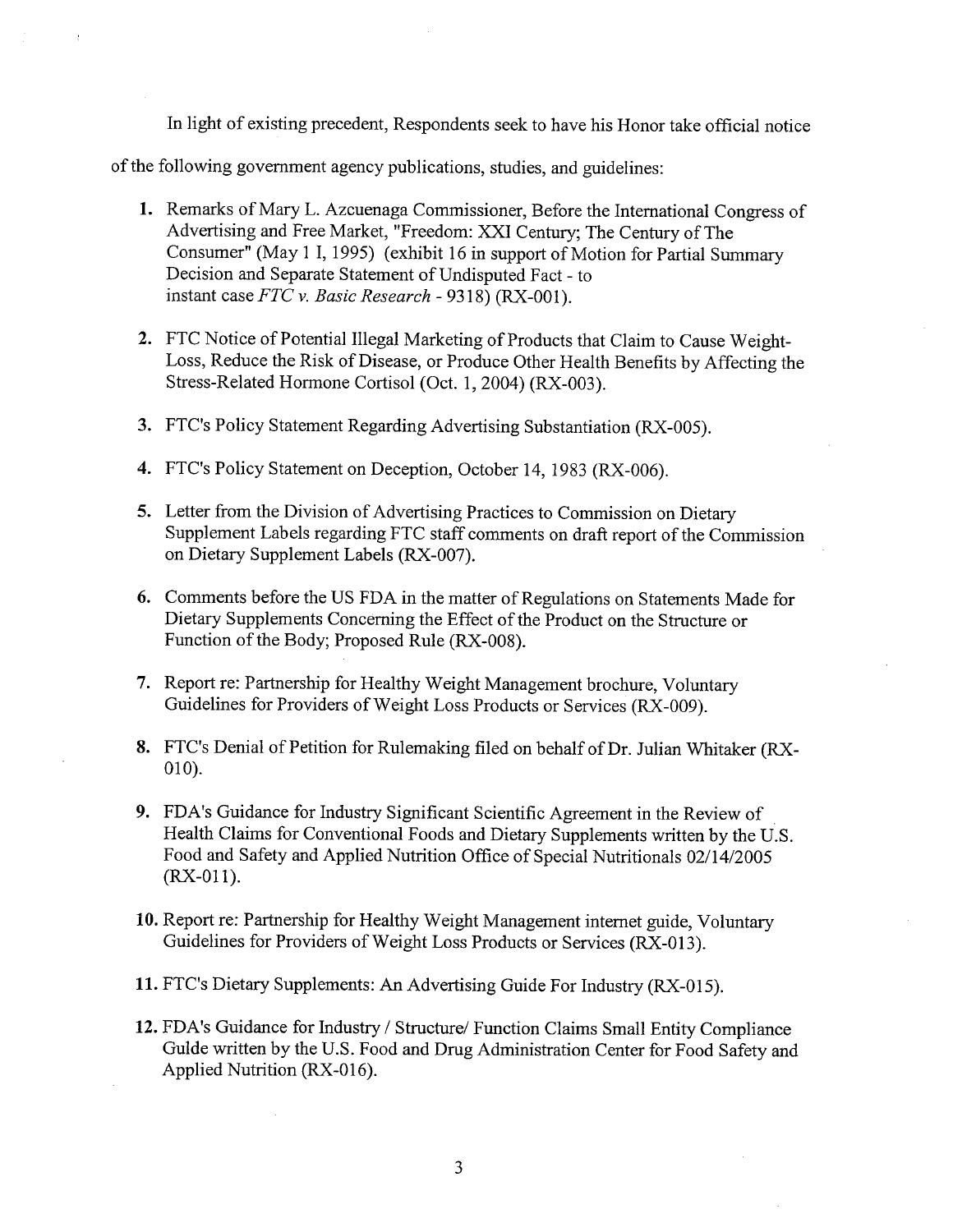In light of existing precedent, Respondents seek to have his Honor take official notice of the following government agency publications, studies, and guidelines:

1. Remarks of Mary L. Azcuenaga Commissioner, Before the International Congress of Advertising and Free Market, "Freedom: XXI Century; The Century of The Consumer" (May 1 I, 1995) (exhibit 16 in support of Motion for Partial Summary Decision and Separate Statement of Undisputed Fact - to instant case *FTC v. Basic Research* - 9318) (RX-001).

2. FTC Notice of Potential Illegal Marketing of Products that Claim to Cause Weight-Loss, Reduce the Risk of Disease, or Produce Other Health Benefits by Affecting the Stress-Related Hormone Cortisol (Oct. 1, 2004) (RX-003).

3. FTC's Policy Statement Regarding Advertising Substantiation (RX-005).

4. FTC's Policy Statement on Deception, October 14, 1983 (RX-006).

5. Letter from the Division of Advertising Practices to Commission on Dietary Supplement Labels regarding FTC staff comments on draft report of the Commission on Dietary Supplement Labels (RX-007).

6. Comments before the US FDA in the matter of Regulations on Statements Made for Dietary Supplements Concerning the Effect of the Product on the Structure or Function of the Body; Proposed Rule (RX-008).

7. Report re: Partnership for Healthy Weight Management brochure, Voluntary Guidelines for Providers of Weight Loss Products or Services (RX-009).

8. FTC's Denial of Petition for Rulemaking filed on behalf of Dr. Julian Whitaker (RX-010).

9. FDA's Guidance for Industry Significant Scientific Agreement in the Review of Health Claims for Conventional Foods and Dietary Supplements written by the U.S. Food and Safety and Applied Nutrition Office of Special Nutritionals 02/14/2005 (RX-011).

10. Report re: Partnership for Healthy Weight Management internet guide, Voluntary Guidelines for Providers of Weight Loss Products or Services (RX-013).

11. FTC's Dietary Supplements: An Advertising Guide For Industry (RX-015).

12. FDA's Guidance for Industry / Structure/ Function Claims Small Entity Compliance Gulde written by the U.S. Food and Drug Administration Center for Food Safety and Applied Nutrition (RX-016).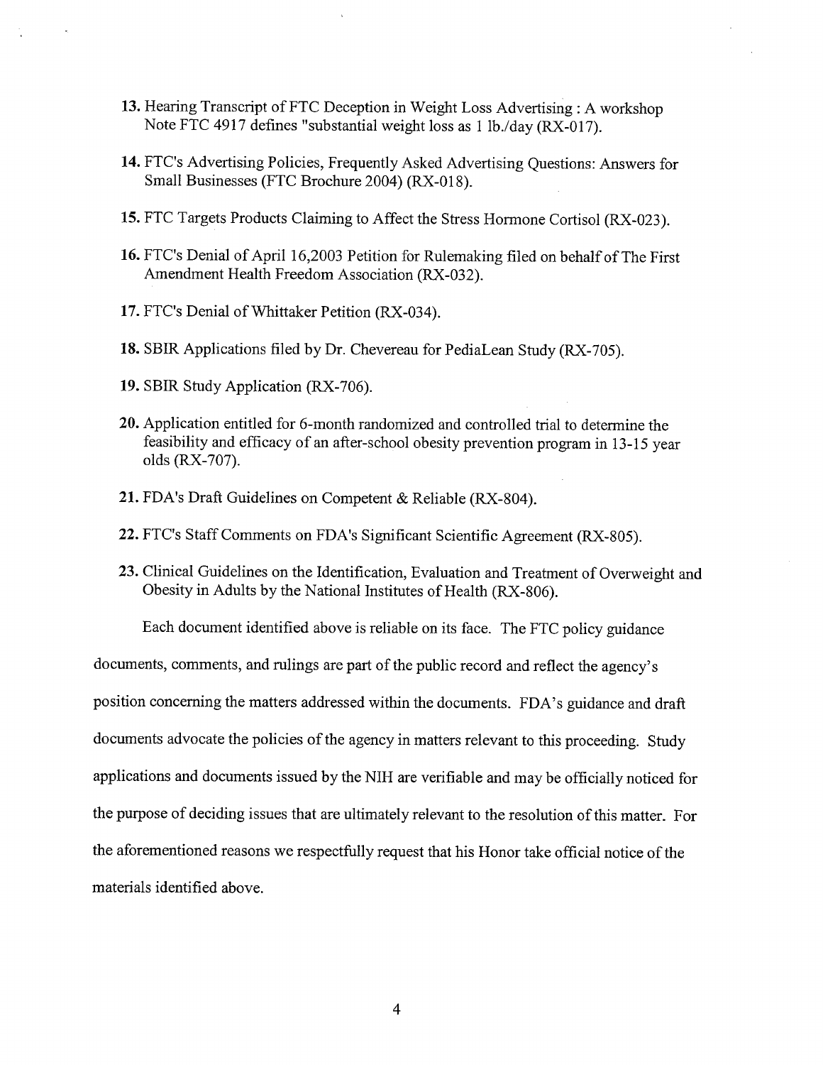13. Hearing Transcript of FTC Deception in Weight Loss Advertising : A workshop Note FTC 4917 defines "substantial weight loss as 1 lb./day (RX-017).

14. FTC's Advertising Policies, Frequently Asked Advertising Questions: Answers for Small Businesses (FTC Brochure 2004) (RX-018).

15. FTC Targets Products Claiming to Affect the Stress Hormone Cortisol (RX-023).

16. FTC's Denial of April 16,2003 Petition for Rulemaking filed on behalf of The First Amendment Health Freedom Association (RX-032).

17. FTC's Denial of Whittaker Petition (RX-034).

18. SBIR Applications filed by Dr. Chevereau for PediaLean Study (RX-705).

19. SBIR Study Application (RX-706).

20. Application entitled for 6-month randomized and controlled trial to determine the feasibility and efficacy of an after-school obesity prevention program in 13-15 year olds (RX-707).

21. FDA's Draft Guidelines on Competent & Reliable (RX-804).

22. FTC's Staff Comments on FDA's Significant Scientific Agreement (RX-805).

23. Clinical Guidelines on the Identification, Evaluation and Treatment of Overweight and Obesity in Adults by the National Institutes of Health (RX-806).

Each document identified above is reliable on its face. The FTC policy guidance documents, comments, and rulings are part of the public record and reflect the agency's position concerning the matters addressed within the documents. FDA's guidance and draft documents advocate the policies of the agency in matters relevant to this proceeding. Study applications and documents issued by the NIH are verifiable and may be officially noticed for the purpose of deciding issues that are ultimately relevant to the resolution of this matter. For the aforementioned reasons we respectfully request that his Honor take official notice of the materials identified above.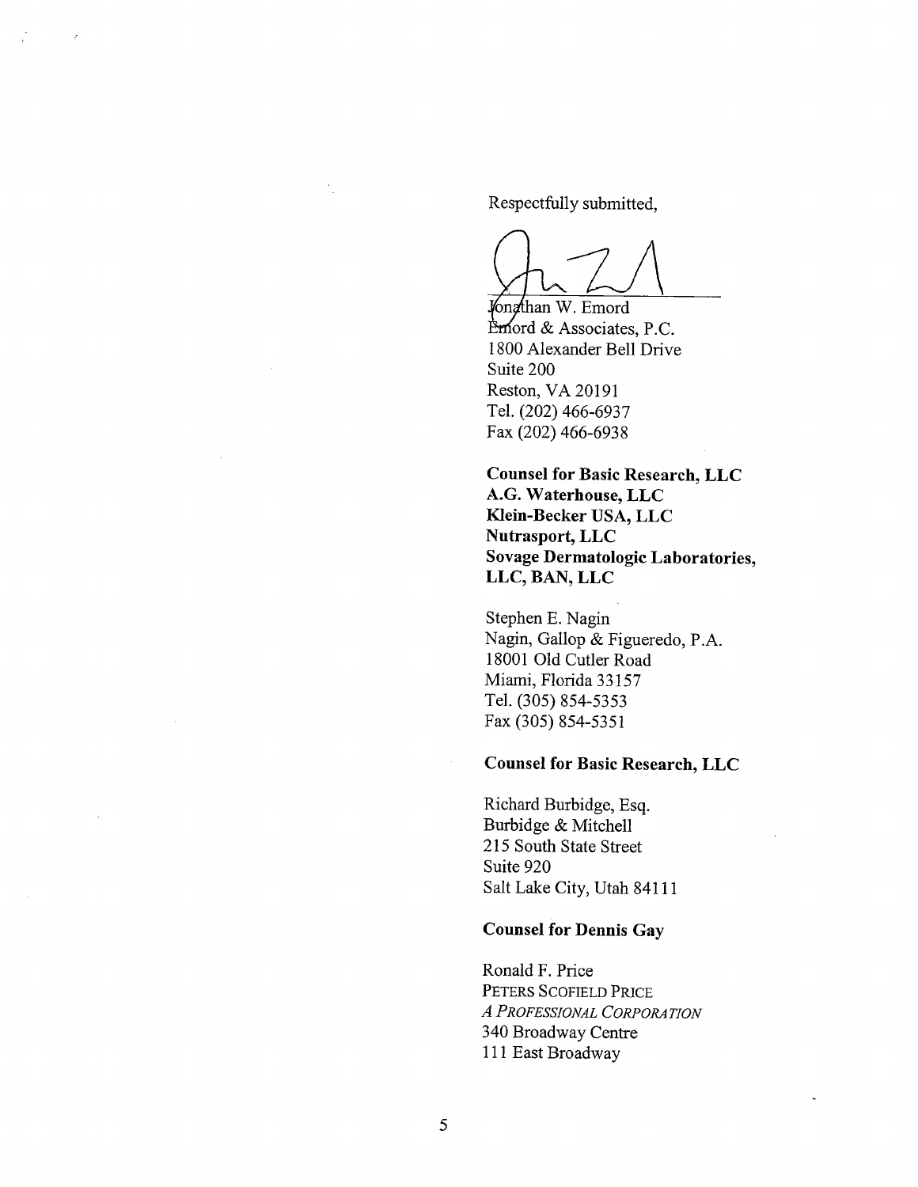Respectfully submitted,

Jonathan W. Emord
Emord & Associates, P.C.
1800 Alexander Bell Drive
Suite 200
Reston, VA 20191
Tel. (202) 466-6937
Fax (202) 466-6938

**Counsel for Basic Research, LLC**
**A.G. Waterhouse, LLC**
**Klein-Becker USA, LLC**
**Nutrasport, LLC**
**Sovage Dermatologic Laboratories, LLC, BAN, LLC**

Stephen E. Nagin
Nagin, Gallop & Figueredo, P.A.
18001 Old Cutler Road
Miami, Florida 33157
Tel. (305) 854-5353
Fax (305) 854-5351

**Counsel for Basic Research, LLC**

Richard Burbidge, Esq.
Burbidge & Mitchell
215 South State Street
Suite 920
Salt Lake City, Utah 84111

**Counsel for Dennis Gay**

Ronald F. Price
PETERS SCOFIELD PRICE
*A PROFESSIONAL CORPORATION*
340 Broadway Centre
111 East Broadway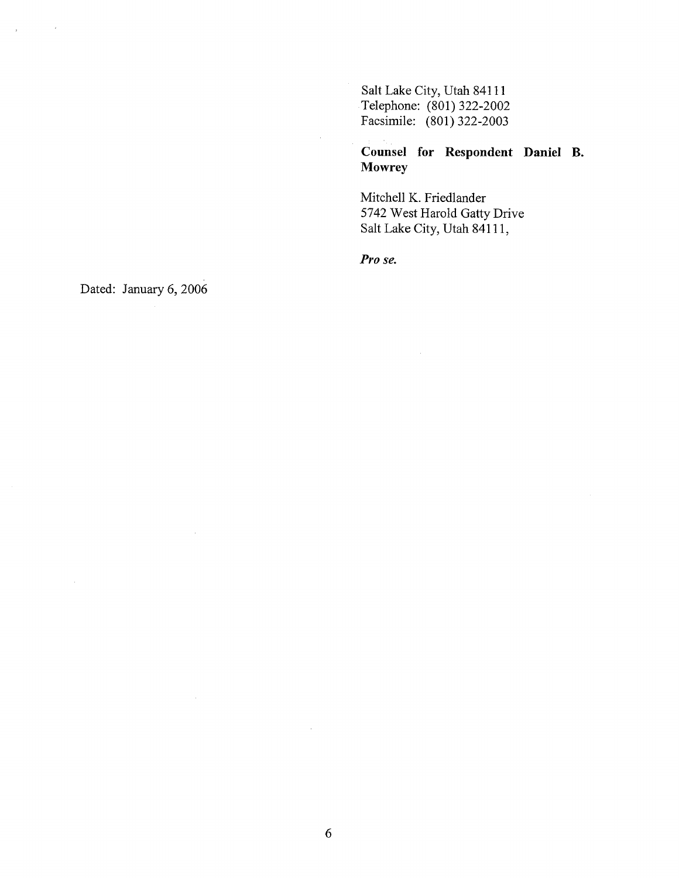Salt Lake City, Utah 84111
Telephone: (801) 322-2002
Facsimile: (801) 322-2003

**Counsel for Respondent Daniel B. Mowrey**

Mitchell K. Friedlander
5742 West Harold Gatty Drive
Salt Lake City, Utah 84111,

***Pro se.***

Dated: January 6, 2006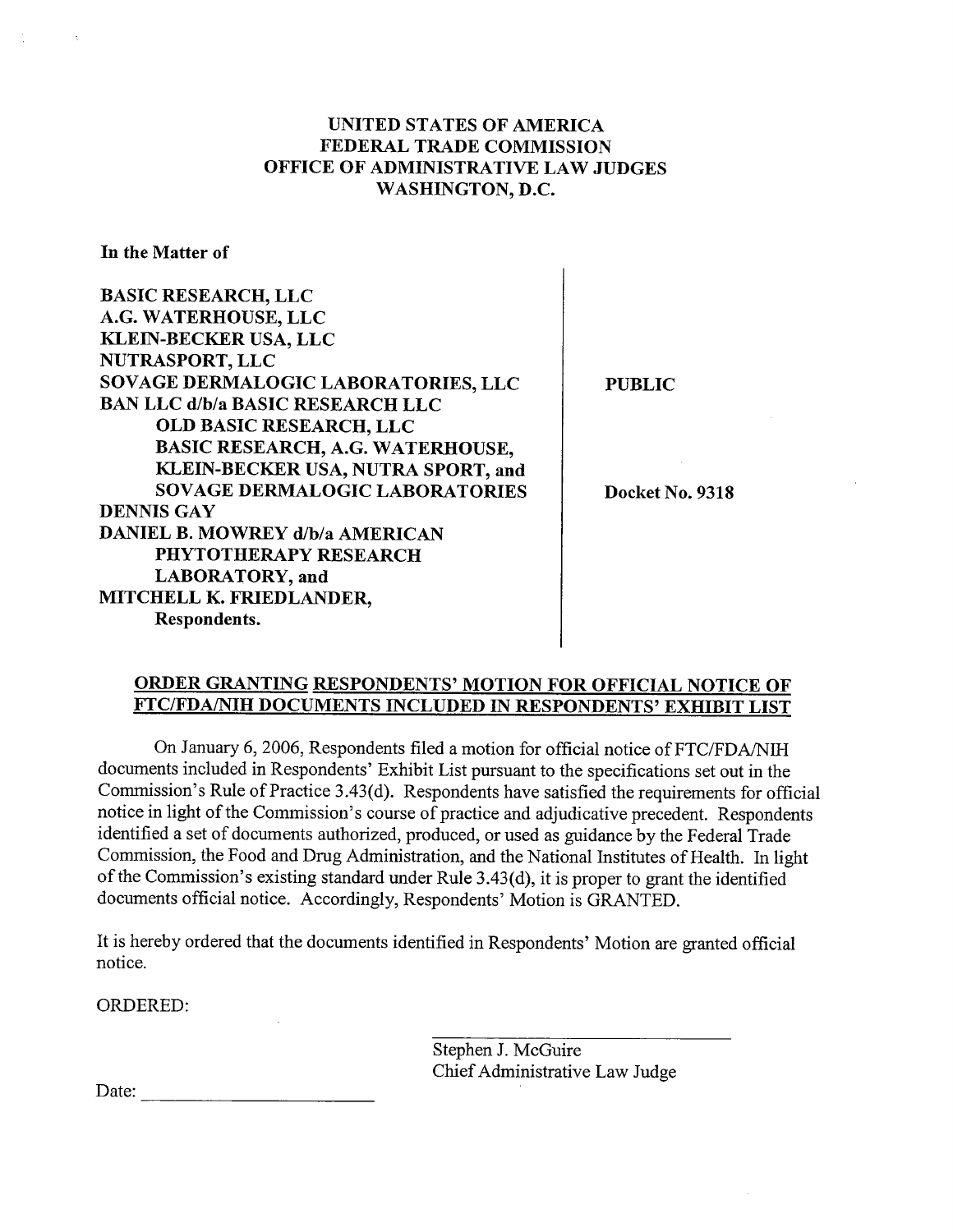**UNITED STATES OF AMERICA**
**FEDERAL TRADE COMMISSION**
**OFFICE OF ADMINISTRATIVE LAW JUDGES**
**WASHINGTON, D.C.**

| In the Matter of | |
|---|---|
| BASIC RESEARCH, LLC<br>A.G. WATERHOUSE, LLC<br>KLEIN-BECKER USA, LLC<br>NUTRASPORT, LLC<br>SOVAGE DERMALOGIC LABORATORIES, LLC<br>BAN LLC d/b/a BASIC RESEARCH LLC<br>OLD BASIC RESEARCH, LLC<br>BASIC RESEARCH, A.G. WATERHOUSE,<br>KLEIN-BECKER USA, NUTRA SPORT, and<br>SOVAGE DERMALOGIC LABORATORIES<br>DENNIS GAY<br>DANIEL B. MOWREY d/b/a AMERICAN<br>PHYTOTHERAPY RESEARCH<br>LABORATORY, and<br>MITCHELL K. FRIEDLANDER,<br>Respondents. | **PUBLIC**<br><br>**Docket No. 9318** |

**ORDER GRANTING RESPONDENTS' MOTION FOR OFFICIAL NOTICE OF FTC/FDA/NIH DOCUMENTS INCLUDED IN RESPONDENTS' EXHIBIT LIST**

On January 6, 2006, Respondents filed a motion for official notice of FTC/FDA/NIH documents included in Respondents' Exhibit List pursuant to the specifications set out in the Commission's Rule of Practice 3.43(d). Respondents have satisfied the requirements for official notice in light of the Commission's course of practice and adjudicative precedent. Respondents identified a set of documents authorized, produced, or used as guidance by the Federal Trade Commission, the Food and Drug Administration, and the National Institutes of Health. In light of the Commission's existing standard under Rule 3.43(d), it is proper to grant the identified documents official notice. Accordingly, Respondents' Motion is GRANTED.

It is hereby ordered that the documents identified in Respondents' Motion are granted official notice.

ORDERED:

\_\_\_\_\_\_\_\_\_\_\_\_\_\_\_\_\_\_\_\_\_\_\_\_\_\_\_\_\_\_
Stephen J. McGuire
Chief Administrative Law Judge

Date: \_\_\_\_\_\_\_\_\_\_\_\_\_\_\_\_\_\_\_\_\_\_\_\_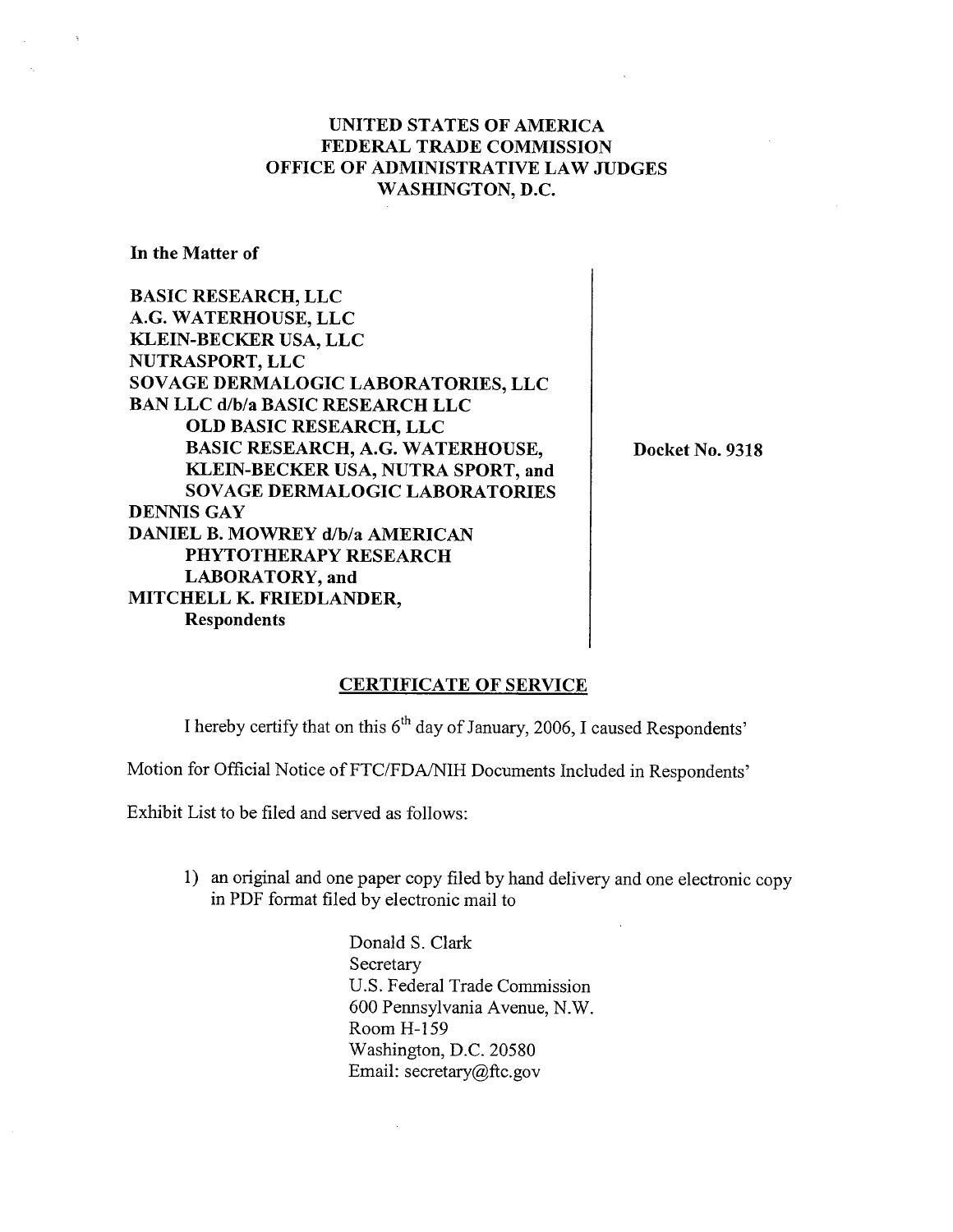**UNITED STATES OF AMERICA**
**FEDERAL TRADE COMMISSION**
**OFFICE OF ADMINISTRATIVE LAW JUDGES**
**WASHINGTON, D.C.**

**In the Matter of**

| | |
|---|---|
| **BASIC RESEARCH, LLC**<br>**A.G. WATERHOUSE, LLC**<br>**KLEIN-BECKER USA, LLC**<br>**NUTRASPORT, LLC**<br>**SOVAGE DERMALOGIC LABORATORIES, LLC**<br>**BAN LLC d/b/a BASIC RESEARCH LLC**<br>**OLD BASIC RESEARCH, LLC**<br>**BASIC RESEARCH, A.G. WATERHOUSE,**<br>**KLEIN-BECKER USA, NUTRA SPORT, and**<br>**SOVAGE DERMALOGIC LABORATORIES**<br>**DENNIS GAY**<br>**DANIEL B. MOWREY d/b/a AMERICAN**<br>**PHYTOTHERAPY RESEARCH**<br>**LABORATORY, and**<br>**MITCHELL K. FRIEDLANDER,**<br>**Respondents** | **Docket No. 9318** |

**CERTIFICATE OF SERVICE**

I hereby certify that on this 6th day of January, 2006, I caused Respondents' Motion for Official Notice of FTC/FDA/NIH Documents Included in Respondents' Exhibit List to be filed and served as follows:

1) an original and one paper copy filed by hand delivery and one electronic copy in PDF format filed by electronic mail to

Donald S. Clark
Secretary
U.S. Federal Trade Commission
600 Pennsylvania Avenue, N.W.
Room H-159
Washington, D.C. 20580
Email: secretary@ftc.gov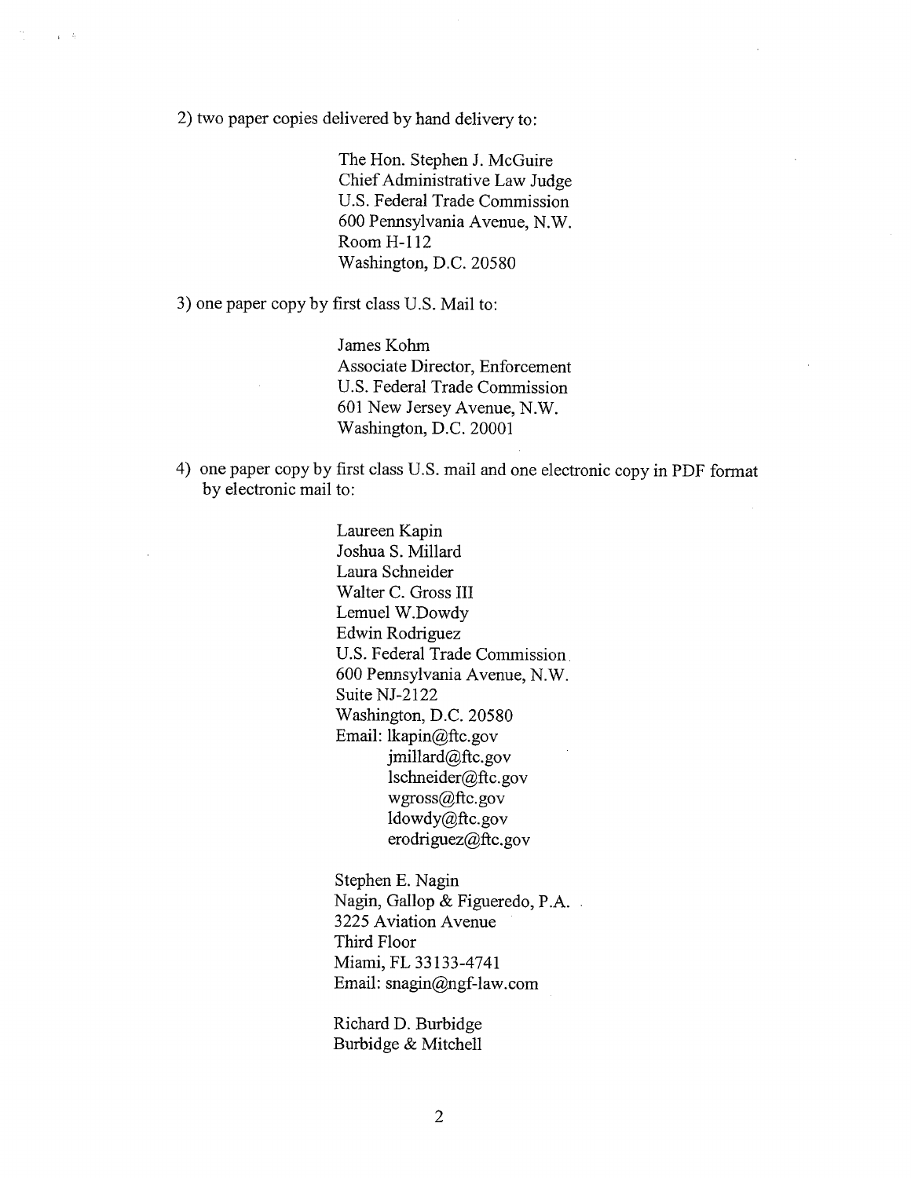2) two paper copies delivered by hand delivery to:

The Hon. Stephen J. McGuire  
Chief Administrative Law Judge  
U.S. Federal Trade Commission  
600 Pennsylvania Avenue, N.W.  
Room H-112  
Washington, D.C. 20580

3) one paper copy by first class U.S. Mail to:

James Kohm  
Associate Director, Enforcement  
U.S. Federal Trade Commission  
601 New Jersey Avenue, N.W.  
Washington, D.C. 20001

4) one paper copy by first class U.S. mail and one electronic copy in PDF format by electronic mail to:

Laureen Kapin  
Joshua S. Millard  
Laura Schneider  
Walter C. Gross III  
Lemuel W.Dowdy  
Edwin Rodriguez  
U.S. Federal Trade Commission  
600 Pennsylvania Avenue, N.W.  
Suite NJ-2122  
Washington, D.C. 20580  
Email: lkapin@ftc.gov  
jmillard@ftc.gov  
lschneider@ftc.gov  
wgross@ftc.gov  
ldowdy@ftc.gov  
erodriguez@ftc.gov

Stephen E. Nagin  
Nagin, Gallop & Figueredo, P.A.  
3225 Aviation Avenue  
Third Floor  
Miami, FL 33133-4741  
Email: snagin@ngf-law.com

Richard D. Burbidge  
Burbidge & Mitchell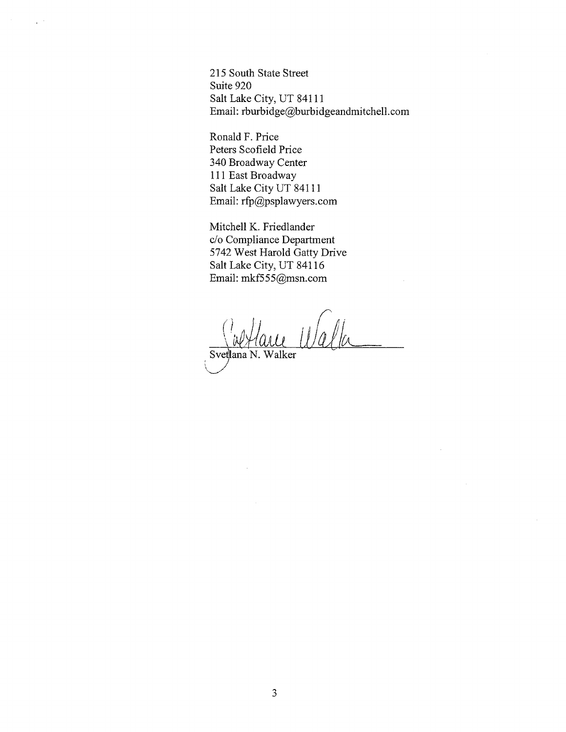215 South State Street
Suite 920
Salt Lake City, UT 84111
Email: rburbidge@burbidgeandmitchell.com

Ronald F. Price
Peters Scofield Price
340 Broadway Center
111 East Broadway
Salt Lake City UT 84111
Email: rfp@psplawyers.com

Mitchell K. Friedlander
c/o Compliance Department
5742 West Harold Gatty Drive
Salt Lake City, UT 84116
Email: mkf555@msn.com

Svetlana N. Walker